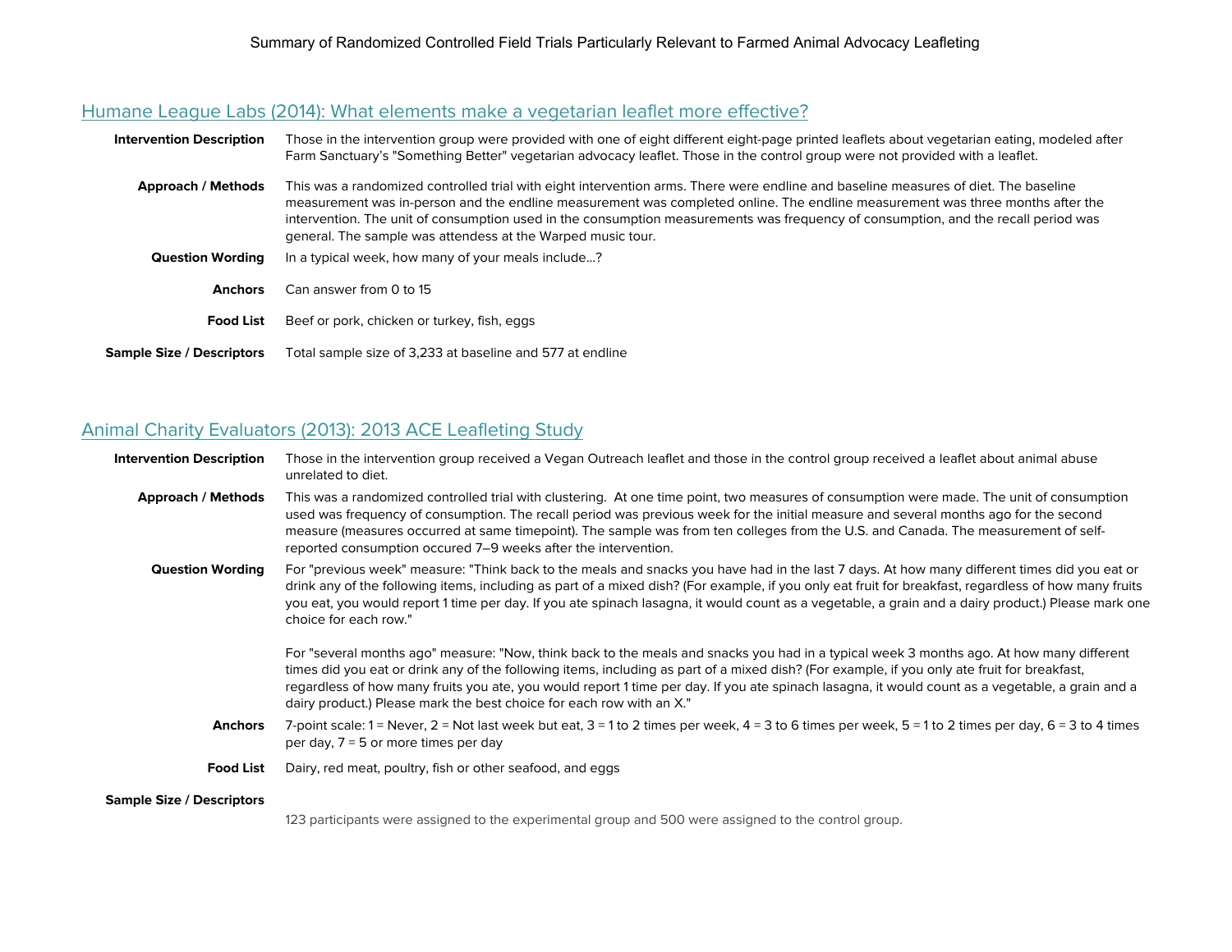# Summary of Randomized Controlled Field Trials Particularly Relevant to Farmed Animal Advocacy Leafleting

## Humane League Labs (2014): What elements make a vegetarian leaflet more effective?

**Intervention Description**
Those in the intervention group were provided with one of eight different eight-page printed leaflets about vegetarian eating, modeled after Farm Sanctuary's "Something Better" vegetarian advocacy leaflet. Those in the control group were not provided with a leaflet.

**Approach / Methods**
This was a randomized controlled trial with eight intervention arms. There were endline and baseline measures of diet. The baseline measurement was in-person and the endline measurement was completed online. The endline measurement was three months after the intervention. The unit of consumption used in the consumption measurements was frequency of consumption, and the recall period was general. The sample was attendess at the Warped music tour.

**Question Wording**
In a typical week, how many of your meals include...?

**Anchors**
Can answer from 0 to 15

**Food List**
Beef or pork, chicken or turkey, fish, eggs

**Sample Size / Descriptors**
Total sample size of 3,233 at baseline and 577 at endline

## Animal Charity Evaluators (2013): 2013 ACE Leafleting Study

**Intervention Description**
Those in the intervention group received a Vegan Outreach leaflet and those in the control group received a leaflet about animal abuse unrelated to diet.

**Approach / Methods**
This was a randomized controlled trial with clustering. At one time point, two measures of consumption were made. The unit of consumption used was frequency of consumption. The recall period was previous week for the initial measure and several months ago for the second measure (measures occurred at same timepoint). The sample was from ten colleges from the U.S. and Canada. The measurement of self-reported consumption occured 7–9 weeks after the intervention.

**Question Wording**
For "previous week" measure: "Think back to the meals and snacks you have had in the last 7 days. At how many different times did you eat or drink any of the following items, including as part of a mixed dish? (For example, if you only eat fruit for breakfast, regardless of how many fruits you eat, you would report 1 time per day. If you ate spinach lasagna, it would count as a vegetable, a grain and a dairy product.) Please mark one choice for each row."

For "several months ago" measure: "Now, think back to the meals and snacks you had in a typical week 3 months ago. At how many different times did you eat or drink any of the following items, including as part of a mixed dish? (For example, if you only ate fruit for breakfast, regardless of how many fruits you ate, you would report 1 time per day. If you ate spinach lasagna, it would count as a vegetable, a grain and a dairy product.) Please mark the best choice for each row with an X."

**Anchors**
7-point scale: 1 = Never, 2 = Not last week but eat, 3 = 1 to 2 times per week, 4 = 3 to 6 times per week, 5 = 1 to 2 times per day, 6 = 3 to 4 times per day, 7 = 5 or more times per day

**Food List**
Dairy, red meat, poultry, fish or other seafood, and eggs

**Sample Size / Descriptors**
123 participants were assigned to the experimental group and 500 were assigned to the control group.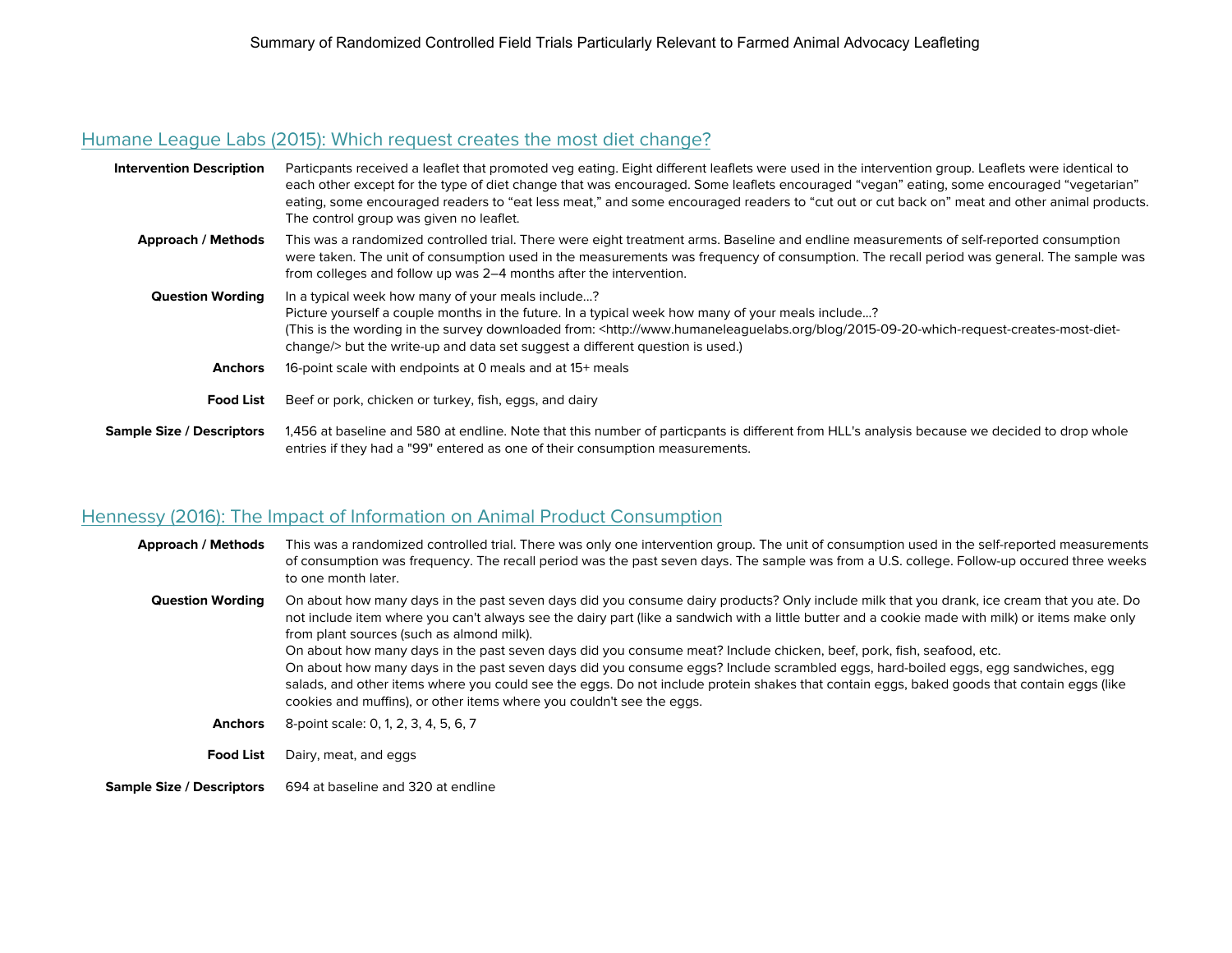## Humane League Labs (2015): Which request creates the most diet change?

**Intervention Description**

Particpants received a leaflet that promoted veg eating. Eight different leaflets were used in the intervention group. Leaflets were identical to each other except for the type of diet change that was encouraged. Some leaflets encouraged "vegan" eating, some encouraged "vegetarian" eating, some encouraged readers to "eat less meat," and some encouraged readers to "cut out or cut back on" meat and other animal products. The control group was given no leaflet.

**Approach / Methods**

This was a randomized controlled trial. There were eight treatment arms. Baseline and endline measurements of self-reported consumption were taken. The unit of consumption used in the measurements was frequency of consumption. The recall period was general. The sample was from colleges and follow up was 2–4 months after the intervention.

**Question Wording**

In a typical week how many of your meals include...?
Picture yourself a couple months in the future. In a typical week how many of your meals include...?
(This is the wording in the survey downloaded from: <http://www.humaneleaguelabs.org/blog/2015-09-20-which-request-creates-most-diet-change/> but the write-up and data set suggest a different question is used.)

**Anchors**

16-point scale with endpoints at 0 meals and at 15+ meals

**Food List**

Beef or pork, chicken or turkey, fish, eggs, and dairy

**Sample Size / Descriptors**

1,456 at baseline and 580 at endline. Note that this number of particpants is different from HLL's analysis because we decided to drop whole entries if they had a "99" entered as one of their consumption measurements.

## Hennessy (2016): The Impact of Information on Animal Product Consumption

**Approach / Methods**

This was a randomized controlled trial. There was only one intervention group. The unit of consumption used in the self-reported measurements of consumption was frequency. The recall period was the past seven days. The sample was from a U.S. college. Follow-up occured three weeks to one month later.

**Question Wording**

On about how many days in the past seven days did you consume dairy products? Only include milk that you drank, ice cream that you ate. Do not include item where you can't always see the dairy part (like a sandwich with a little butter and a cookie made with milk) or items make only from plant sources (such as almond milk).
On about how many days in the past seven days did you consume meat? Include chicken, beef, pork, fish, seafood, etc.
On about how many days in the past seven days did you consume eggs? Include scrambled eggs, hard-boiled eggs, egg sandwiches, egg salads, and other items where you could see the eggs. Do not include protein shakes that contain eggs, baked goods that contain eggs (like cookies and muffins), or other items where you couldn't see the eggs.

**Anchors**

8-point scale: 0, 1, 2, 3, 4, 5, 6, 7

**Food List**

Dairy, meat, and eggs

**Sample Size / Descriptors**

694 at baseline and 320 at endline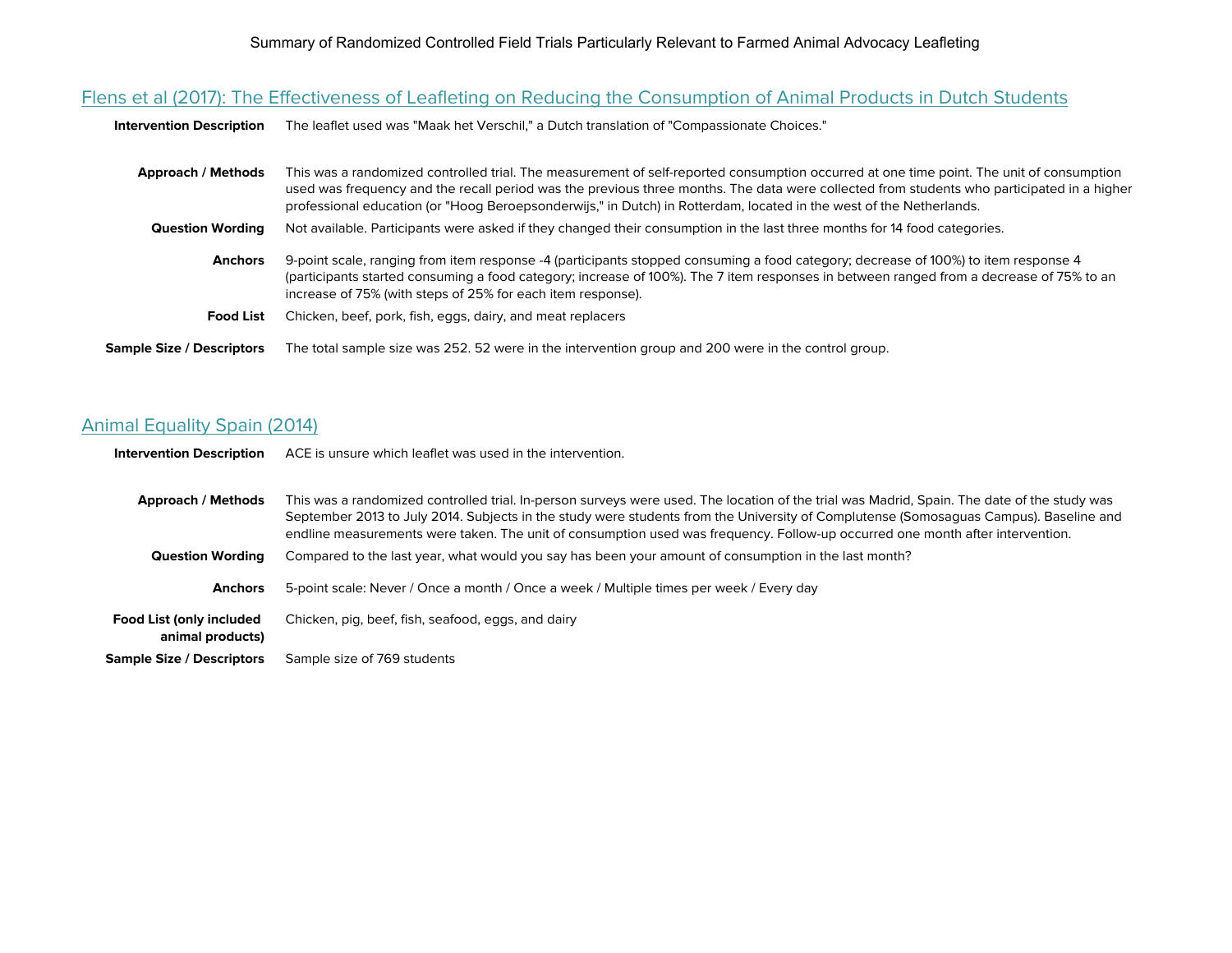Summary of Randomized Controlled Field Trials Particularly Relevant to Farmed Animal Advocacy Leafleting

## Flens et al (2017): The Effectiveness of Leafleting on Reducing the Consumption of Animal Products in Dutch Students

**Intervention Description** The leaflet used was "Maak het Verschil," a Dutch translation of "Compassionate Choices."

**Approach / Methods** This was a randomized controlled trial. The measurement of self-reported consumption occurred at one time point. The unit of consumption used was frequency and the recall period was the previous three months. The data were collected from students who participated in a higher professional education (or "Hoog Beroepsonderwijs," in Dutch) in Rotterdam, located in the west of the Netherlands.

**Question Wording** Not available. Participants were asked if they changed their consumption in the last three months for 14 food categories.

**Anchors** 9-point scale, ranging from item response -4 (participants stopped consuming a food category; decrease of 100%) to item response 4 (participants started consuming a food category; increase of 100%). The 7 item responses in between ranged from a decrease of 75% to an increase of 75% (with steps of 25% for each item response).

**Food List** Chicken, beef, pork, fish, eggs, dairy, and meat replacers

**Sample Size / Descriptors** The total sample size was 252. 52 were in the intervention group and 200 were in the control group.

## Animal Equality Spain (2014)

**Intervention Description** ACE is unsure which leaflet was used in the intervention.

**Approach / Methods** This was a randomized controlled trial. In-person surveys were used. The location of the trial was Madrid, Spain. The date of the study was September 2013 to July 2014. Subjects in the study were students from the University of Complutense (Somosaguas Campus). Baseline and endline measurements were taken. The unit of consumption used was frequency. Follow-up occurred one month after intervention.

**Question Wording** Compared to the last year, what would you say has been your amount of consumption in the last month?

**Anchors** 5-point scale: Never / Once a month / Once a week / Multiple times per week / Every day

**Food List (only included animal products)** Chicken, pig, beef, fish, seafood, eggs, and dairy

**Sample Size / Descriptors** Sample size of 769 students